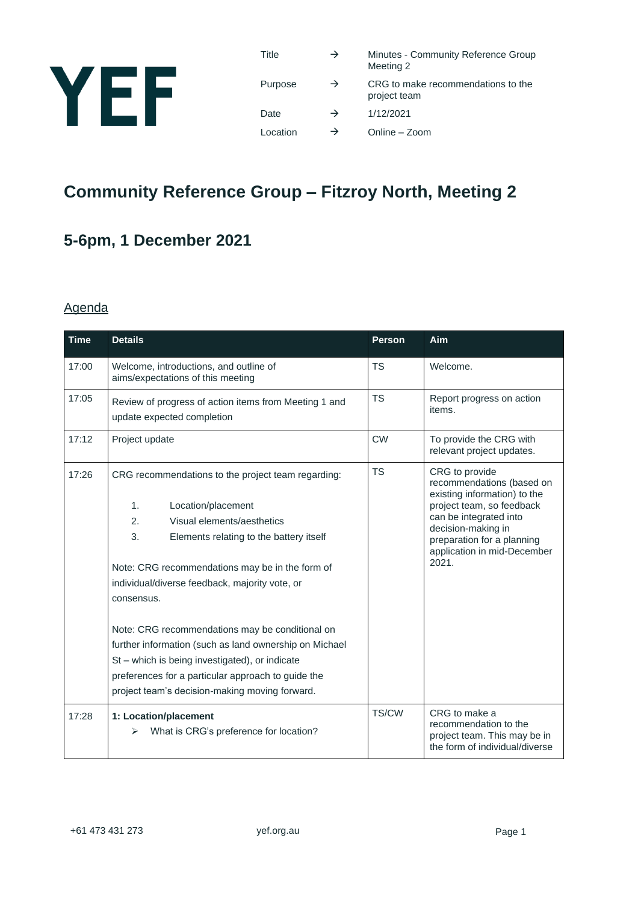YEF

| | | |
|---|---|---|
| Title | → | Minutes - Community Reference Group Meeting 2 |
| Purpose | → | CRG to make recommendations to the project team |
| Date | → | 1/12/2021 |
| Location | → | Online – Zoom |

# Community Reference Group – Fitzroy North, Meeting 2

## 5-6pm, 1 December 2021

### Agenda

| Time | Details | Person | Aim |
|---|---|---|---|
| 17:00 | Welcome, introductions, and outline of aims/expectations of this meeting | TS | Welcome. |
| 17:05 | Review of progress of action items from Meeting 1 and update expected completion | TS | Report progress on action items. |
| 17:12 | Project update | CW | To provide the CRG with relevant project updates. |
| 17:26 | CRG recommendations to the project team regarding:<br><br>1. Location/placement<br>2. Visual elements/aesthetics<br>3. Elements relating to the battery itself<br><br>Note: CRG recommendations may be in the form of individual/diverse feedback, majority vote, or consensus.<br><br>Note: CRG recommendations may be conditional on further information (such as land ownership on Michael St – which is being investigated), or indicate preferences for a particular approach to guide the project team's decision-making moving forward. | TS | CRG to provide recommendations (based on existing information) to the project team, so feedback can be integrated into decision-making in preparation for a planning application in mid-December 2021. |
| 17:28 | **1: Location/placement**<br>➢ What is CRG's preference for location? | TS/CW | CRG to make a recommendation to the project team. This may be in the form of individual/diverse |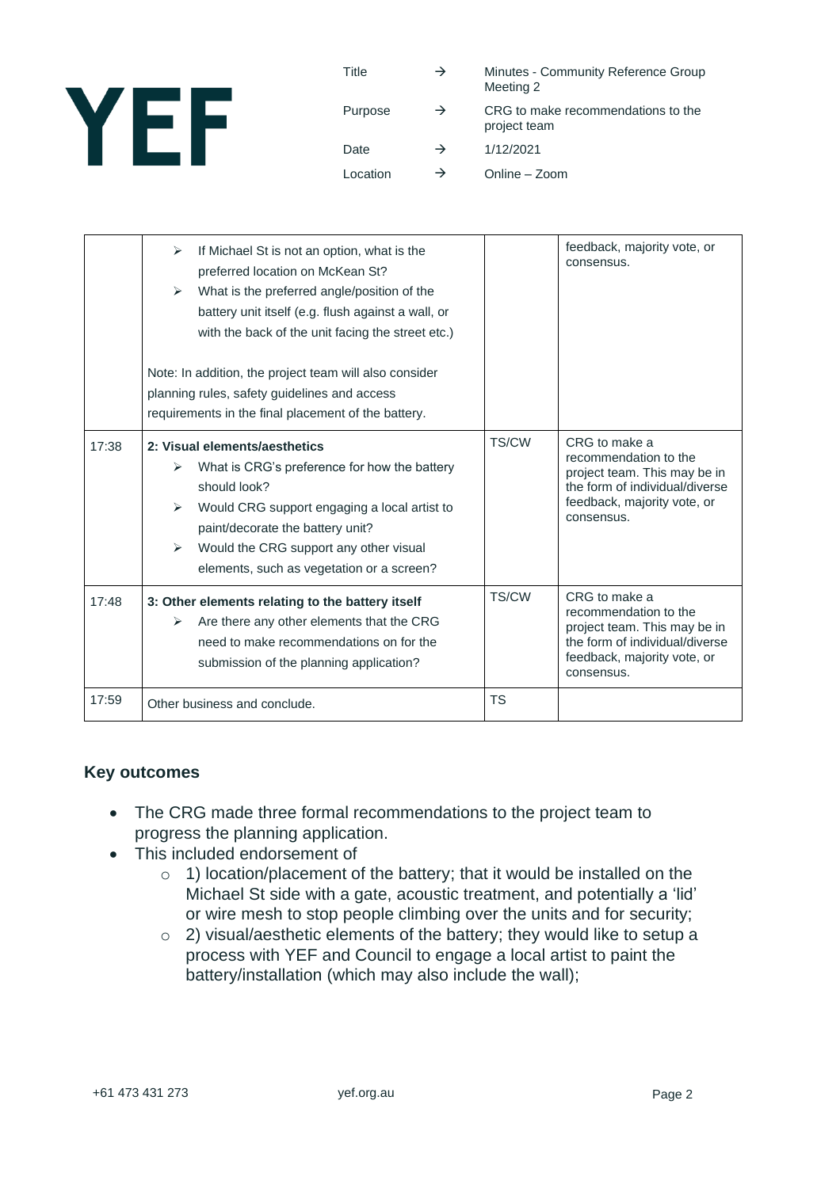| Title | → | Minutes - Community Reference Group Meeting 2 |
|---|---|---|
| Purpose | → | CRG to make recommendations to the project team |
| Date | → | 1/12/2021 |
| Location | → | Online – Zoom |

| | | | |
|---|---|---|---|
| | ➢ If Michael St is not an option, what is the preferred location on McKean St?<br>➢ What is the preferred angle/position of the battery unit itself (e.g. flush against a wall, or with the back of the unit facing the street etc.)<br><br>Note: In addition, the project team will also consider planning rules, safety guidelines and access requirements in the final placement of the battery. | | feedback, majority vote, or consensus. |
| 17:38 | **2: Visual elements/aesthetics**<br>➢ What is CRG's preference for how the battery should look?<br>➢ Would CRG support engaging a local artist to paint/decorate the battery unit?<br>➢ Would the CRG support any other visual elements, such as vegetation or a screen? | TS/CW | CRG to make a recommendation to the project team. This may be in the form of individual/diverse feedback, majority vote, or consensus. |
| 17:48 | **3: Other elements relating to the battery itself**<br>➢ Are there any other elements that the CRG need to make recommendations on for the submission of the planning application? | TS/CW | CRG to make a recommendation to the project team. This may be in the form of individual/diverse feedback, majority vote, or consensus. |
| 17:59 | Other business and conclude. | TS | |

### Key outcomes

- The CRG made three formal recommendations to the project team to progress the planning application.
- This included endorsement of
  - 1) location/placement of the battery; that it would be installed on the Michael St side with a gate, acoustic treatment, and potentially a 'lid' or wire mesh to stop people climbing over the units and for security;
  - 2) visual/aesthetic elements of the battery; they would like to setup a process with YEF and Council to engage a local artist to paint the battery/installation (which may also include the wall);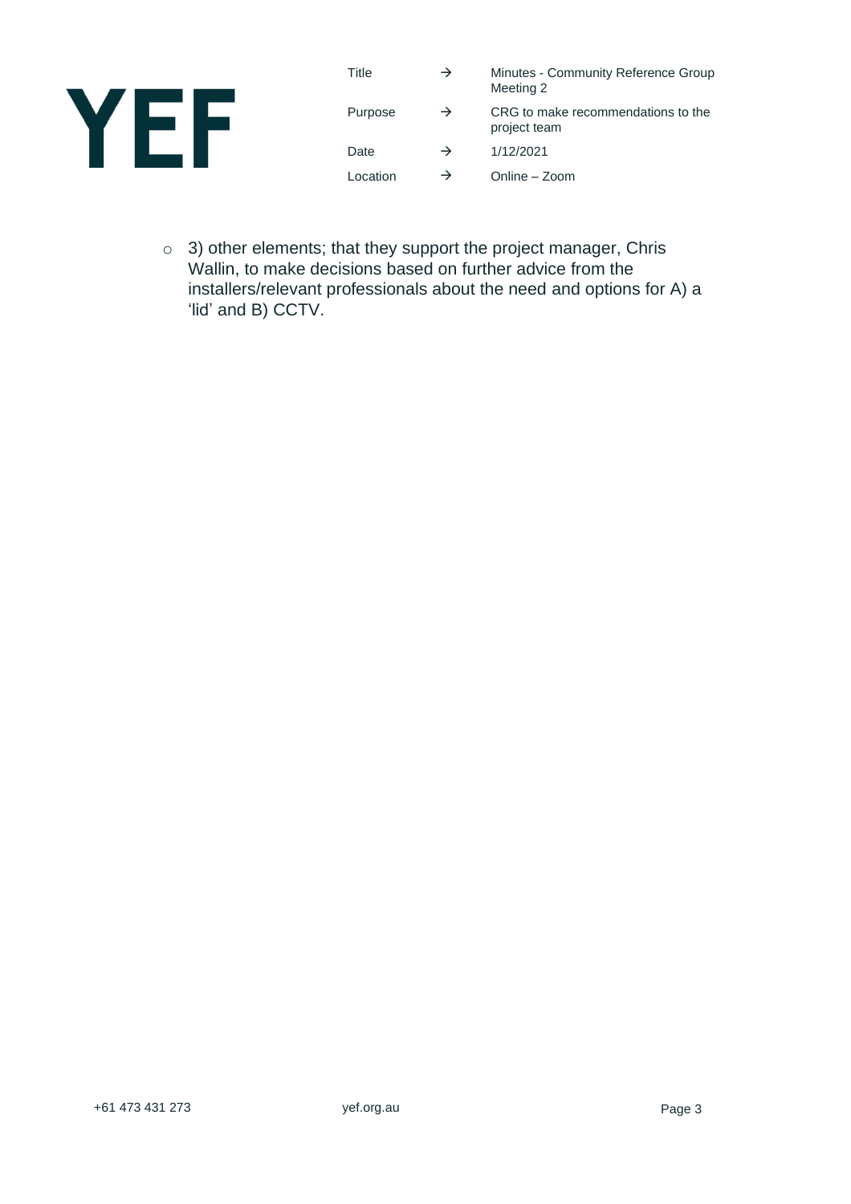- 3) other elements; that they support the project manager, Chris Wallin, to make decisions based on further advice from the installers/relevant professionals about the need and options for A) a 'lid' and B) CCTV.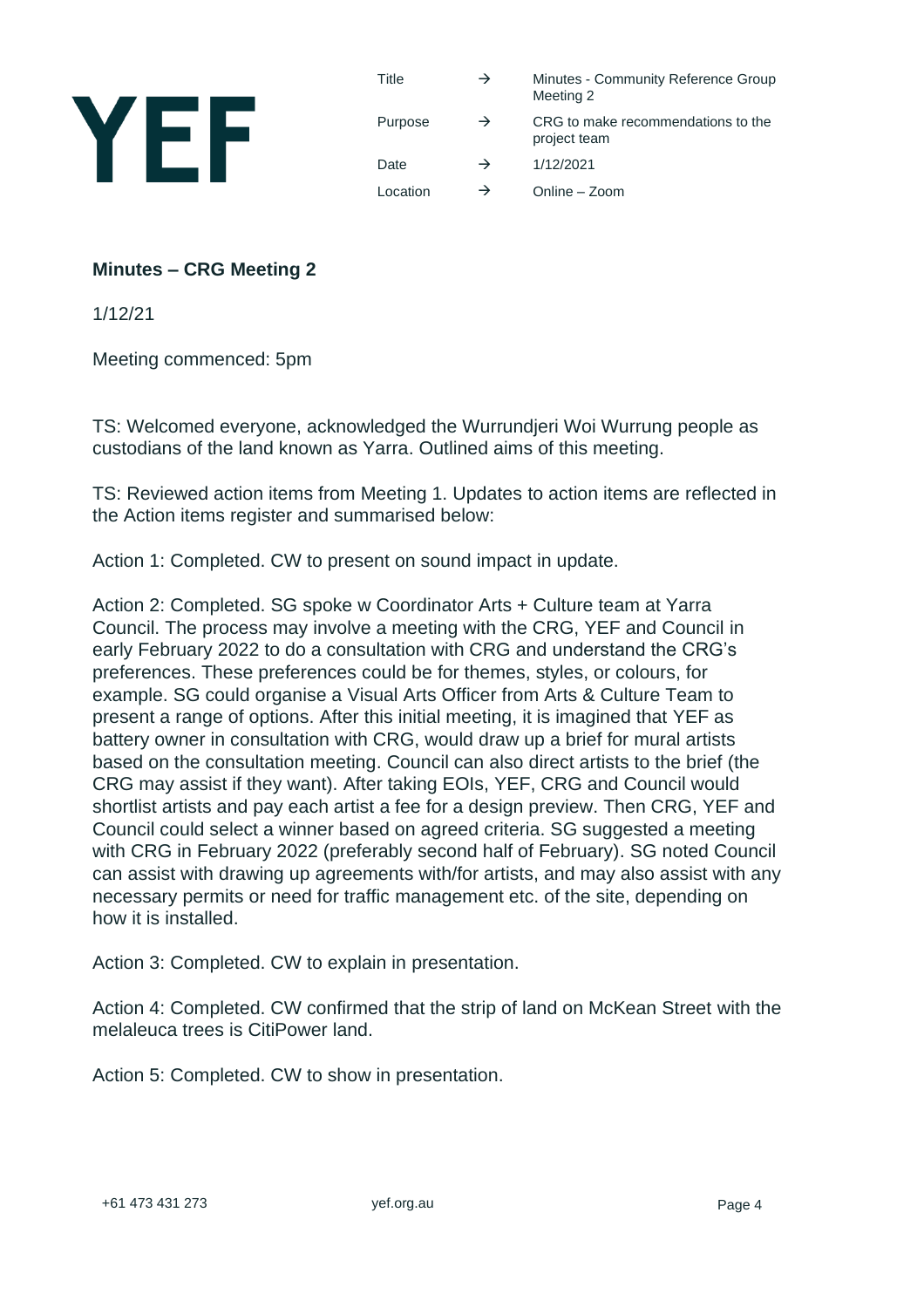| Title | → | Minutes - Community Reference Group Meeting 2 |
| --- | --- | --- |
| Purpose | → | CRG to make recommendations to the project team |
| Date | → | 1/12/2021 |
| Location | → | Online – Zoom |

**Minutes – CRG Meeting 2**

1/12/21

Meeting commenced: 5pm

TS: Welcomed everyone, acknowledged the Wurrundjeri Woi Wurrung people as custodians of the land known as Yarra. Outlined aims of this meeting.

TS: Reviewed action items from Meeting 1. Updates to action items are reflected in the Action items register and summarised below:

Action 1: Completed. CW to present on sound impact in update.

Action 2: Completed. SG spoke w Coordinator Arts + Culture team at Yarra Council. The process may involve a meeting with the CRG, YEF and Council in early February 2022 to do a consultation with CRG and understand the CRG's preferences. These preferences could be for themes, styles, or colours, for example. SG could organise a Visual Arts Officer from Arts & Culture Team to present a range of options. After this initial meeting, it is imagined that YEF as battery owner in consultation with CRG, would draw up a brief for mural artists based on the consultation meeting. Council can also direct artists to the brief (the CRG may assist if they want). After taking EOIs, YEF, CRG and Council would shortlist artists and pay each artist a fee for a design preview. Then CRG, YEF and Council could select a winner based on agreed criteria. SG suggested a meeting with CRG in February 2022 (preferably second half of February). SG noted Council can assist with drawing up agreements with/for artists, and may also assist with any necessary permits or need for traffic management etc. of the site, depending on how it is installed.

Action 3: Completed. CW to explain in presentation.

Action 4: Completed. CW confirmed that the strip of land on McKean Street with the melaleuca trees is CitiPower land.

Action 5: Completed. CW to show in presentation.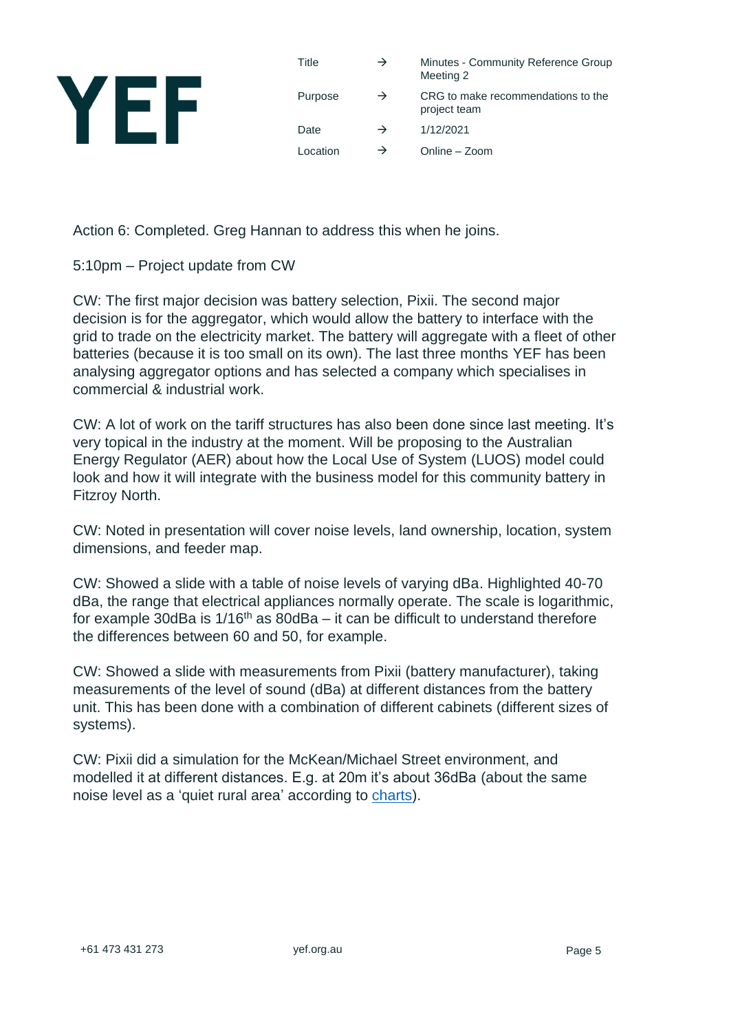Action 6: Completed. Greg Hannan to address this when he joins.

5:10pm – Project update from CW

CW: The first major decision was battery selection, Pixii. The second major decision is for the aggregator, which would allow the battery to interface with the grid to trade on the electricity market. The battery will aggregate with a fleet of other batteries (because it is too small on its own). The last three months YEF has been analysing aggregator options and has selected a company which specialises in commercial & industrial work.

CW: A lot of work on the tariff structures has also been done since last meeting. It's very topical in the industry at the moment. Will be proposing to the Australian Energy Regulator (AER) about how the Local Use of System (LUOS) model could look and how it will integrate with the business model for this community battery in Fitzroy North.

CW: Noted in presentation will cover noise levels, land ownership, location, system dimensions, and feeder map.

CW: Showed a slide with a table of noise levels of varying dBa. Highlighted 40-70 dBa, the range that electrical appliances normally operate. The scale is logarithmic, for example 30dBa is 1/16th as 80dBa – it can be difficult to understand therefore the differences between 60 and 50, for example.

CW: Showed a slide with measurements from Pixii (battery manufacturer), taking measurements of the level of sound (dBa) at different distances from the battery unit. This has been done with a combination of different cabinets (different sizes of systems).

CW: Pixii did a simulation for the McKean/Michael Street environment, and modelled it at different distances. E.g. at 20m it's about 36dBa (about the same noise level as a 'quiet rural area' according to [charts](charts)).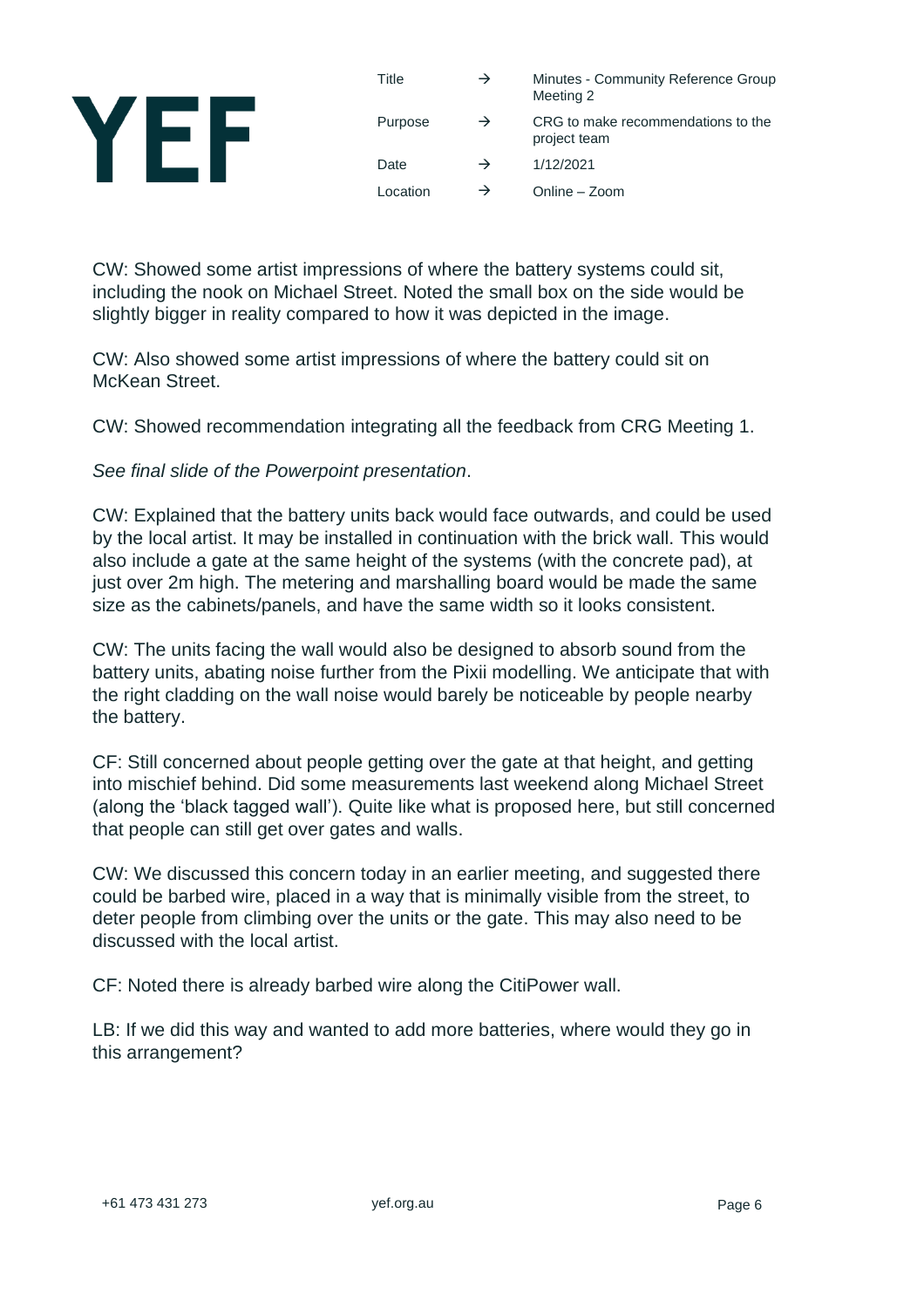CW: Showed some artist impressions of where the battery systems could sit, including the nook on Michael Street. Noted the small box on the side would be slightly bigger in reality compared to how it was depicted in the image.

CW: Also showed some artist impressions of where the battery could sit on McKean Street.

CW: Showed recommendation integrating all the feedback from CRG Meeting 1.

*See final slide of the Powerpoint presentation*.

CW: Explained that the battery units back would face outwards, and could be used by the local artist. It may be installed in continuation with the brick wall. This would also include a gate at the same height of the systems (with the concrete pad), at just over 2m high. The metering and marshalling board would be made the same size as the cabinets/panels, and have the same width so it looks consistent.

CW: The units facing the wall would also be designed to absorb sound from the battery units, abating noise further from the Pixii modelling. We anticipate that with the right cladding on the wall noise would barely be noticeable by people nearby the battery.

CF: Still concerned about people getting over the gate at that height, and getting into mischief behind. Did some measurements last weekend along Michael Street (along the 'black tagged wall'). Quite like what is proposed here, but still concerned that people can still get over gates and walls.

CW: We discussed this concern today in an earlier meeting, and suggested there could be barbed wire, placed in a way that is minimally visible from the street, to deter people from climbing over the units or the gate. This may also need to be discussed with the local artist.

CF: Noted there is already barbed wire along the CitiPower wall.

LB: If we did this way and wanted to add more batteries, where would they go in this arrangement?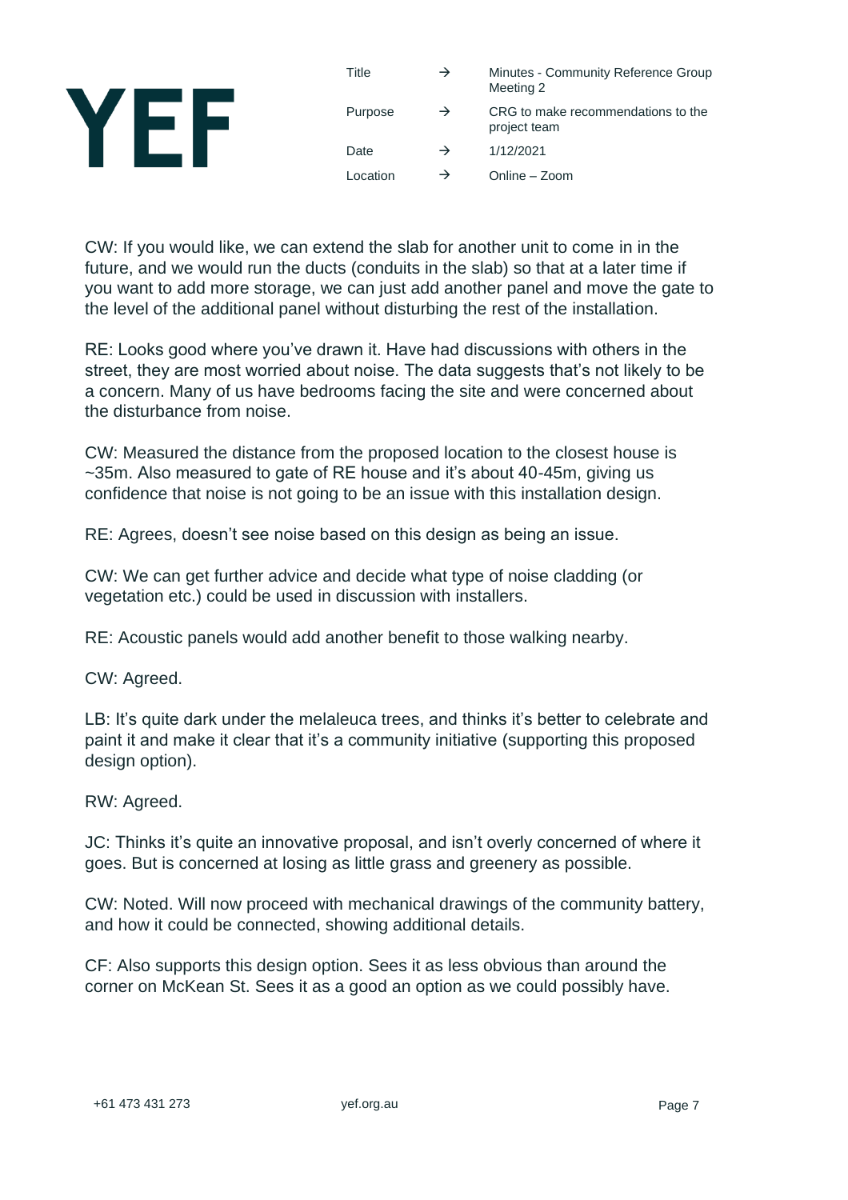CW: If you would like, we can extend the slab for another unit to come in in the future, and we would run the ducts (conduits in the slab) so that at a later time if you want to add more storage, we can just add another panel and move the gate to the level of the additional panel without disturbing the rest of the installation.

RE: Looks good where you've drawn it. Have had discussions with others in the street, they are most worried about noise. The data suggests that's not likely to be a concern. Many of us have bedrooms facing the site and were concerned about the disturbance from noise.

CW: Measured the distance from the proposed location to the closest house is ~35m. Also measured to gate of RE house and it's about 40-45m, giving us confidence that noise is not going to be an issue with this installation design.

RE: Agrees, doesn't see noise based on this design as being an issue.

CW: We can get further advice and decide what type of noise cladding (or vegetation etc.) could be used in discussion with installers.

RE: Acoustic panels would add another benefit to those walking nearby.

CW: Agreed.

LB: It's quite dark under the melaleuca trees, and thinks it's better to celebrate and paint it and make it clear that it's a community initiative (supporting this proposed design option).

RW: Agreed.

JC: Thinks it's quite an innovative proposal, and isn't overly concerned of where it goes. But is concerned at losing as little grass and greenery as possible.

CW: Noted. Will now proceed with mechanical drawings of the community battery, and how it could be connected, showing additional details.

CF: Also supports this design option. Sees it as less obvious than around the corner on McKean St. Sees it as a good an option as we could possibly have.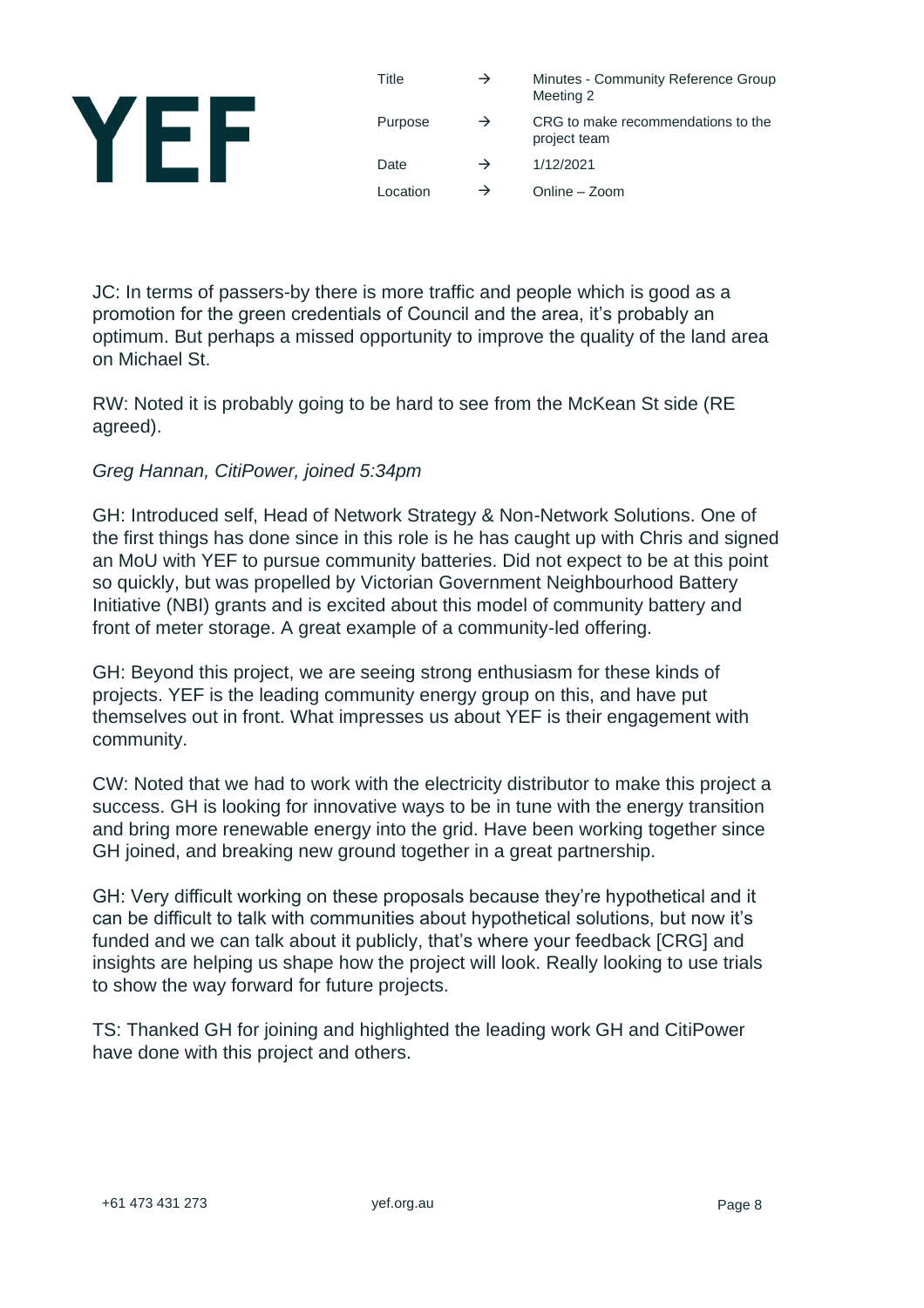JC: In terms of passers-by there is more traffic and people which is good as a promotion for the green credentials of Council and the area, it's probably an optimum. But perhaps a missed opportunity to improve the quality of the land area on Michael St.

RW: Noted it is probably going to be hard to see from the McKean St side (RE agreed).

*Greg Hannan, CitiPower, joined 5:34pm*

GH: Introduced self, Head of Network Strategy & Non-Network Solutions. One of the first things has done since in this role is he has caught up with Chris and signed an MoU with YEF to pursue community batteries. Did not expect to be at this point so quickly, but was propelled by Victorian Government Neighbourhood Battery Initiative (NBI) grants and is excited about this model of community battery and front of meter storage. A great example of a community-led offering.

GH: Beyond this project, we are seeing strong enthusiasm for these kinds of projects. YEF is the leading community energy group on this, and have put themselves out in front. What impresses us about YEF is their engagement with community.

CW: Noted that we had to work with the electricity distributor to make this project a success. GH is looking for innovative ways to be in tune with the energy transition and bring more renewable energy into the grid. Have been working together since GH joined, and breaking new ground together in a great partnership.

GH: Very difficult working on these proposals because they're hypothetical and it can be difficult to talk with communities about hypothetical solutions, but now it's funded and we can talk about it publicly, that's where your feedback [CRG] and insights are helping us shape how the project will look. Really looking to use trials to show the way forward for future projects.

TS: Thanked GH for joining and highlighted the leading work GH and CitiPower have done with this project and others.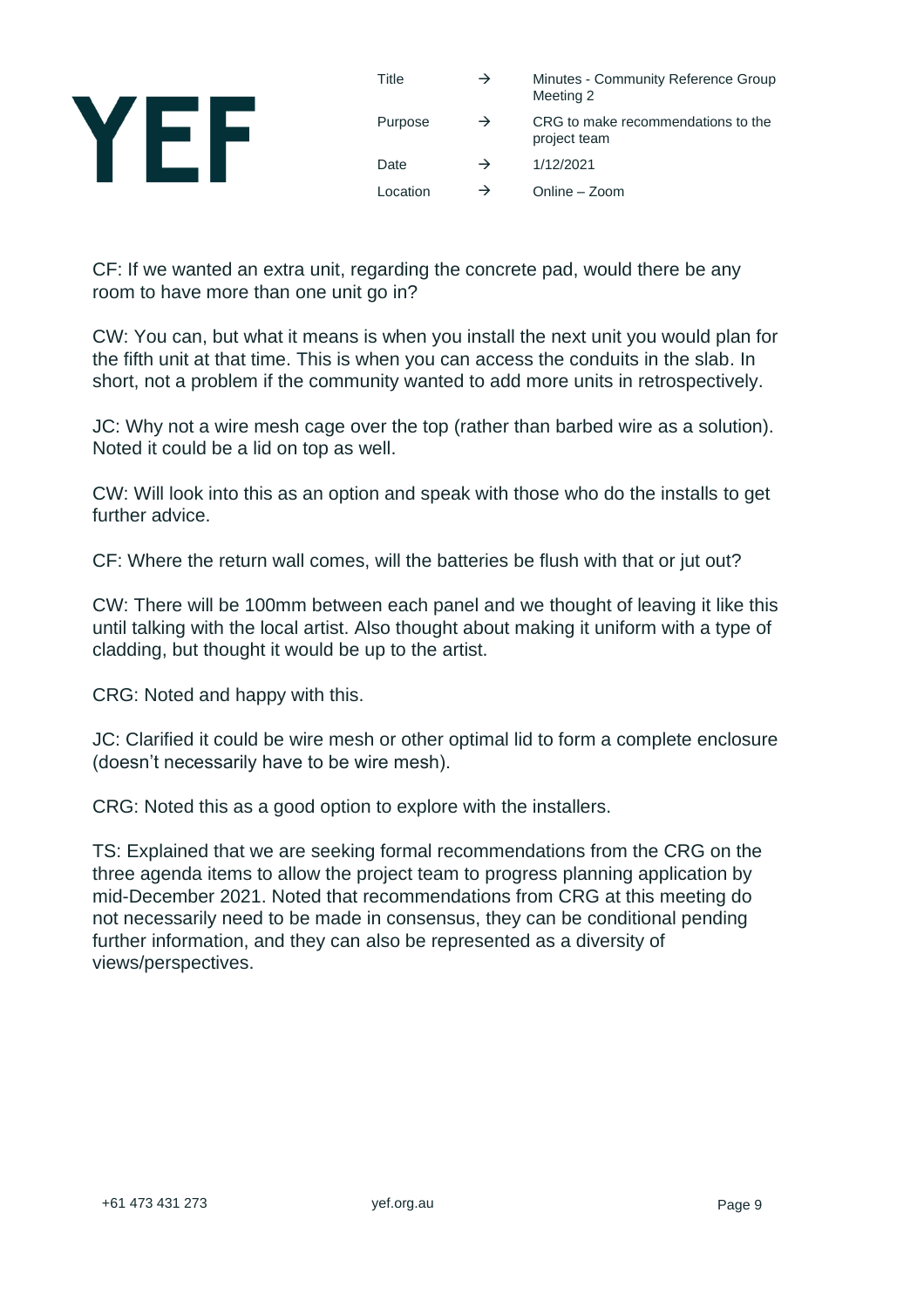CF: If we wanted an extra unit, regarding the concrete pad, would there be any room to have more than one unit go in?

CW: You can, but what it means is when you install the next unit you would plan for the fifth unit at that time. This is when you can access the conduits in the slab. In short, not a problem if the community wanted to add more units in retrospectively.

JC: Why not a wire mesh cage over the top (rather than barbed wire as a solution). Noted it could be a lid on top as well.

CW: Will look into this as an option and speak with those who do the installs to get further advice.

CF: Where the return wall comes, will the batteries be flush with that or jut out?

CW: There will be 100mm between each panel and we thought of leaving it like this until talking with the local artist. Also thought about making it uniform with a type of cladding, but thought it would be up to the artist.

CRG: Noted and happy with this.

JC: Clarified it could be wire mesh or other optimal lid to form a complete enclosure (doesn't necessarily have to be wire mesh).

CRG: Noted this as a good option to explore with the installers.

TS: Explained that we are seeking formal recommendations from the CRG on the three agenda items to allow the project team to progress planning application by mid-December 2021. Noted that recommendations from CRG at this meeting do not necessarily need to be made in consensus, they can be conditional pending further information, and they can also be represented as a diversity of views/perspectives.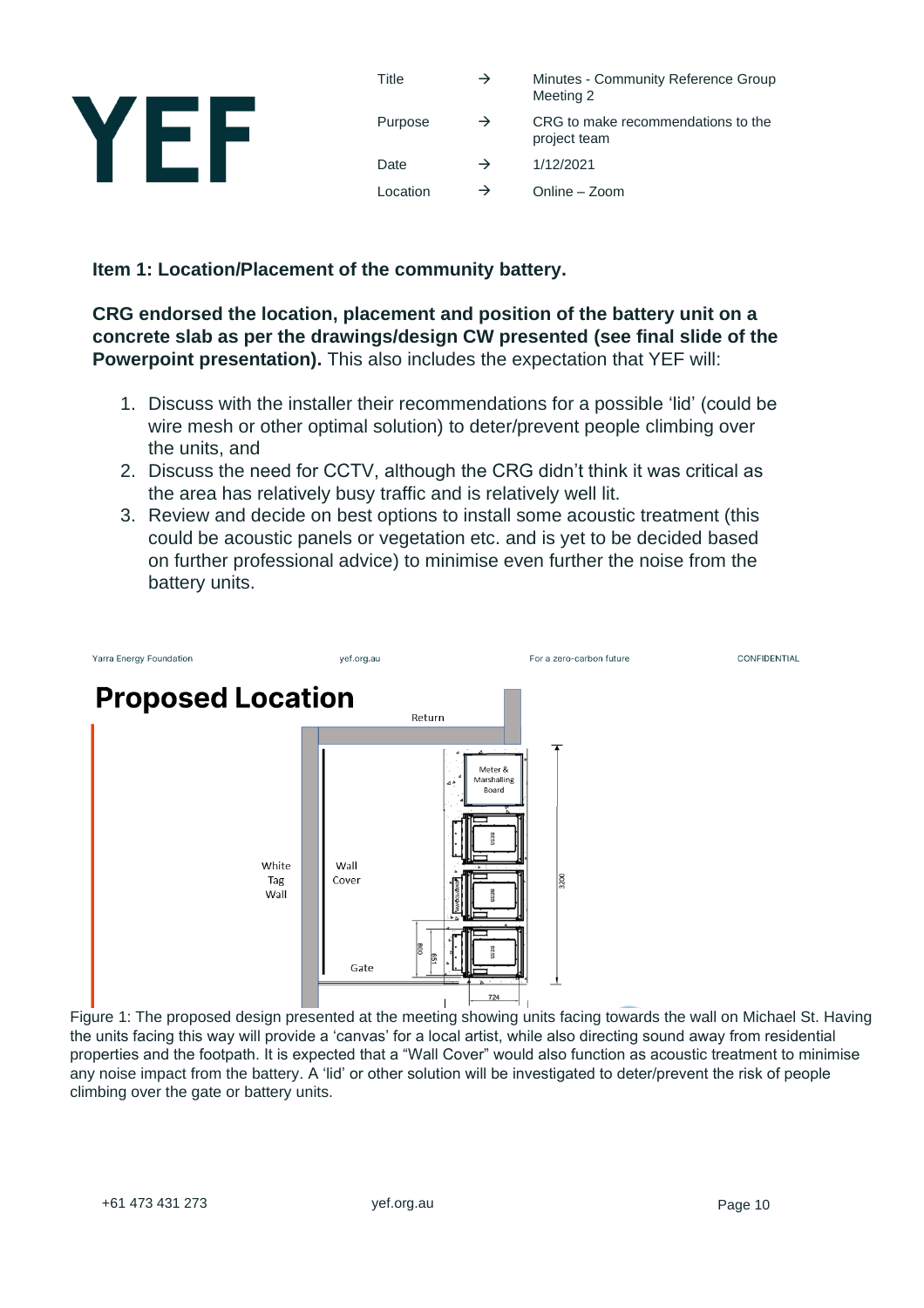| Title | → | Minutes - Community Reference Group Meeting 2 |
|---|---|---|
| Purpose | → | CRG to make recommendations to the project team |
| Date | → | 1/12/2021 |
| Location | → | Online – Zoom |

**Item 1: Location/Placement of the community battery.**

**CRG endorsed the location, placement and position of the battery unit on a concrete slab as per the drawings/design CW presented (see final slide of the Powerpoint presentation).** This also includes the expectation that YEF will:

1. Discuss with the installer their recommendations for a possible 'lid' (could be wire mesh or other optimal solution) to deter/prevent people climbing over the units, and
2. Discuss the need for CCTV, although the CRG didn't think it was critical as the area has relatively busy traffic and is relatively well lit.
3. Review and decide on best options to install some acoustic treatment (this could be acoustic panels or vegetation etc. and is yet to be decided based on further professional advice) to minimise even further the noise from the battery units.

Yarra Energy Foundation | yef.org.au | For a zero-carbon future | CONFIDENTIAL

**Proposed Location**

Return

White Tag Wall

Wall Cover

Gate

Meter & Marshalling Board

BESS

BESS

BESS

3200

800

851

724

Figure 1: The proposed design presented at the meeting showing units facing towards the wall on Michael St. Having the units facing this way will provide a 'canvas' for a local artist, while also directing sound away from residential properties and the footpath. It is expected that a "Wall Cover" would also function as acoustic treatment to minimise any noise impact from the battery. A 'lid' or other solution will be investigated to deter/prevent the risk of people climbing over the gate or battery units.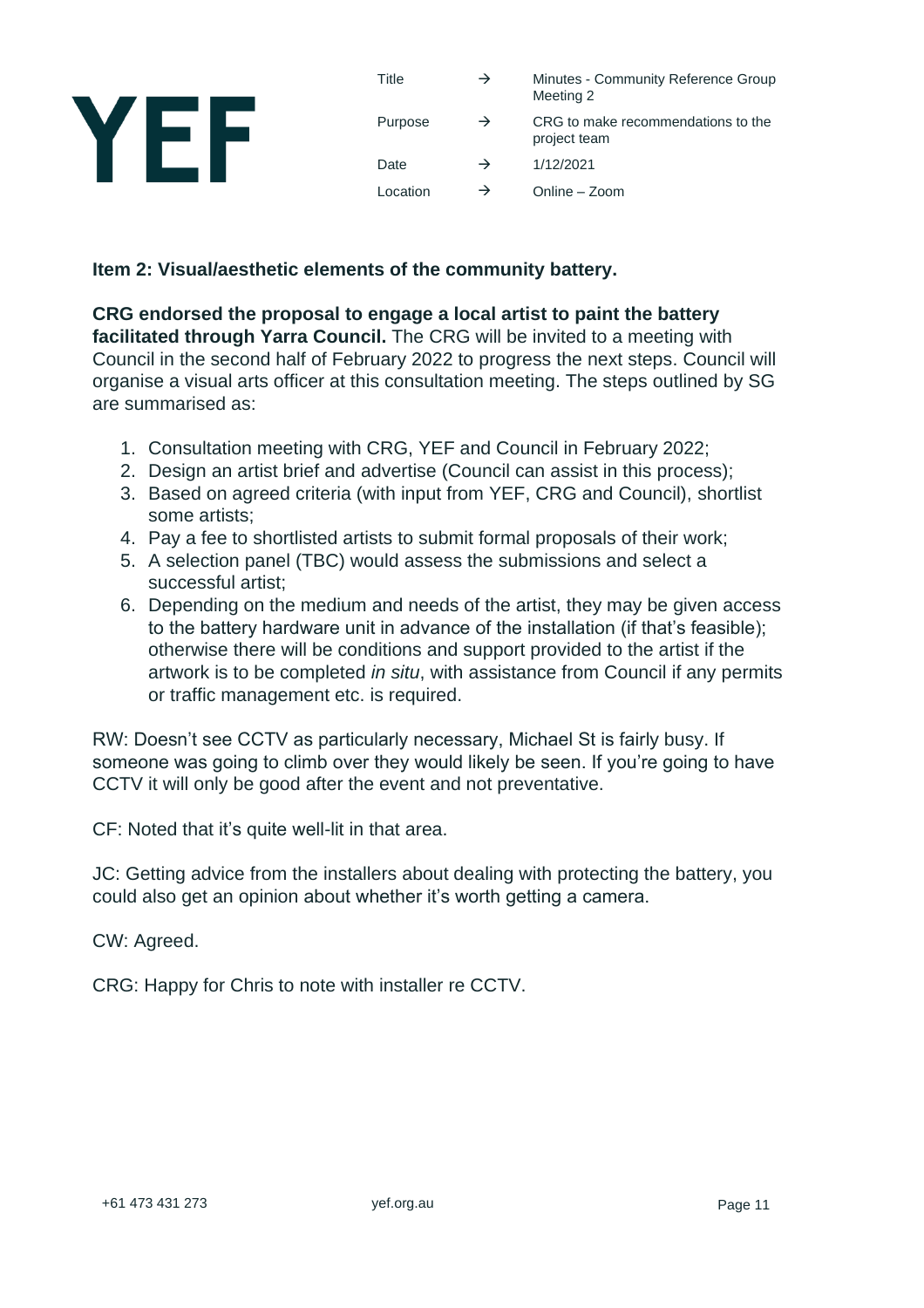| Title | → | Minutes - Community Reference Group Meeting 2 |
|---|---|---|
| Purpose | → | CRG to make recommendations to the project team |
| Date | → | 1/12/2021 |
| Location | → | Online – Zoom |

**Item 2: Visual/aesthetic elements of the community battery.**

**CRG endorsed the proposal to engage a local artist to paint the battery facilitated through Yarra Council.** The CRG will be invited to a meeting with Council in the second half of February 2022 to progress the next steps. Council will organise a visual arts officer at this consultation meeting. The steps outlined by SG are summarised as:

1. Consultation meeting with CRG, YEF and Council in February 2022;
2. Design an artist brief and advertise (Council can assist in this process);
3. Based on agreed criteria (with input from YEF, CRG and Council), shortlist some artists;
4. Pay a fee to shortlisted artists to submit formal proposals of their work;
5. A selection panel (TBC) would assess the submissions and select a successful artist;
6. Depending on the medium and needs of the artist, they may be given access to the battery hardware unit in advance of the installation (if that's feasible); otherwise there will be conditions and support provided to the artist if the artwork is to be completed *in situ*, with assistance from Council if any permits or traffic management etc. is required.

RW: Doesn't see CCTV as particularly necessary, Michael St is fairly busy. If someone was going to climb over they would likely be seen. If you're going to have CCTV it will only be good after the event and not preventative.

CF: Noted that it's quite well-lit in that area.

JC: Getting advice from the installers about dealing with protecting the battery, you could also get an opinion about whether it's worth getting a camera.

CW: Agreed.

CRG: Happy for Chris to note with installer re CCTV.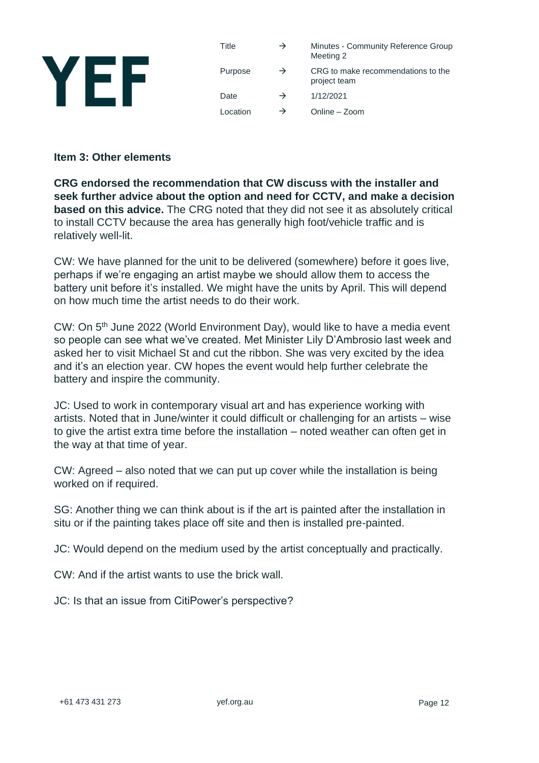| Title | → | Minutes - Community Reference Group Meeting 2 |
| --- | --- | --- |
| Purpose | → | CRG to make recommendations to the project team |
| Date | → | 1/12/2021 |
| Location | → | Online – Zoom |

**Item 3: Other elements**

**CRG endorsed the recommendation that CW discuss with the installer and seek further advice about the option and need for CCTV, and make a decision based on this advice.** The CRG noted that they did not see it as absolutely critical to install CCTV because the area has generally high foot/vehicle traffic and is relatively well-lit.

CW: We have planned for the unit to be delivered (somewhere) before it goes live, perhaps if we're engaging an artist maybe we should allow them to access the battery unit before it's installed. We might have the units by April. This will depend on how much time the artist needs to do their work.

CW: On 5th June 2022 (World Environment Day), would like to have a media event so people can see what we've created. Met Minister Lily D'Ambrosio last week and asked her to visit Michael St and cut the ribbon. She was very excited by the idea and it's an election year. CW hopes the event would help further celebrate the battery and inspire the community.

JC: Used to work in contemporary visual art and has experience working with artists. Noted that in June/winter it could difficult or challenging for an artists – wise to give the artist extra time before the installation – noted weather can often get in the way at that time of year.

CW: Agreed – also noted that we can put up cover while the installation is being worked on if required.

SG: Another thing we can think about is if the art is painted after the installation in situ or if the painting takes place off site and then is installed pre-painted.

JC: Would depend on the medium used by the artist conceptually and practically.

CW: And if the artist wants to use the brick wall.

JC: Is that an issue from CitiPower's perspective?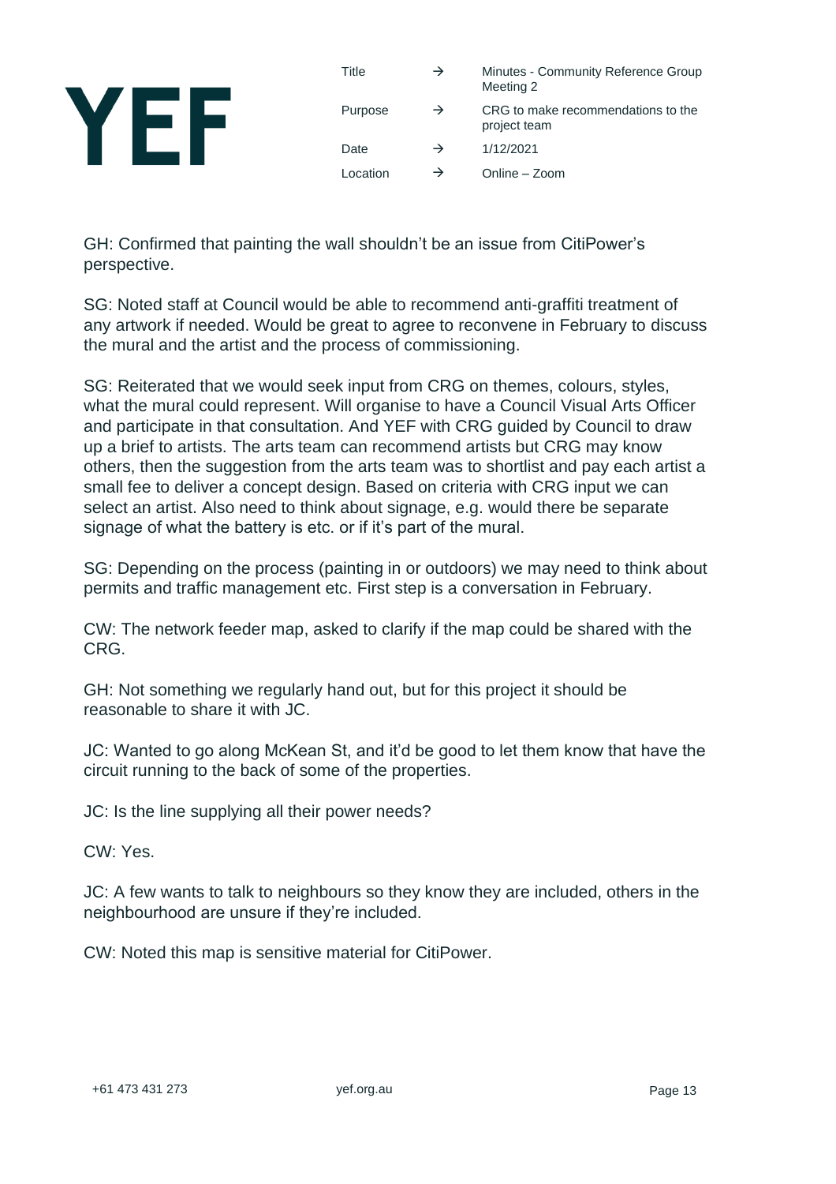GH: Confirmed that painting the wall shouldn't be an issue from CitiPower's perspective.

SG: Noted staff at Council would be able to recommend anti-graffiti treatment of any artwork if needed. Would be great to agree to reconvene in February to discuss the mural and the artist and the process of commissioning.

SG: Reiterated that we would seek input from CRG on themes, colours, styles, what the mural could represent. Will organise to have a Council Visual Arts Officer and participate in that consultation. And YEF with CRG guided by Council to draw up a brief to artists. The arts team can recommend artists but CRG may know others, then the suggestion from the arts team was to shortlist and pay each artist a small fee to deliver a concept design. Based on criteria with CRG input we can select an artist. Also need to think about signage, e.g. would there be separate signage of what the battery is etc. or if it's part of the mural.

SG: Depending on the process (painting in or outdoors) we may need to think about permits and traffic management etc. First step is a conversation in February.

CW: The network feeder map, asked to clarify if the map could be shared with the CRG.

GH: Not something we regularly hand out, but for this project it should be reasonable to share it with JC.

JC: Wanted to go along McKean St, and it'd be good to let them know that have the circuit running to the back of some of the properties.

JC: Is the line supplying all their power needs?

CW: Yes.

JC: A few wants to talk to neighbours so they know they are included, others in the neighbourhood are unsure if they're included.

CW: Noted this map is sensitive material for CitiPower.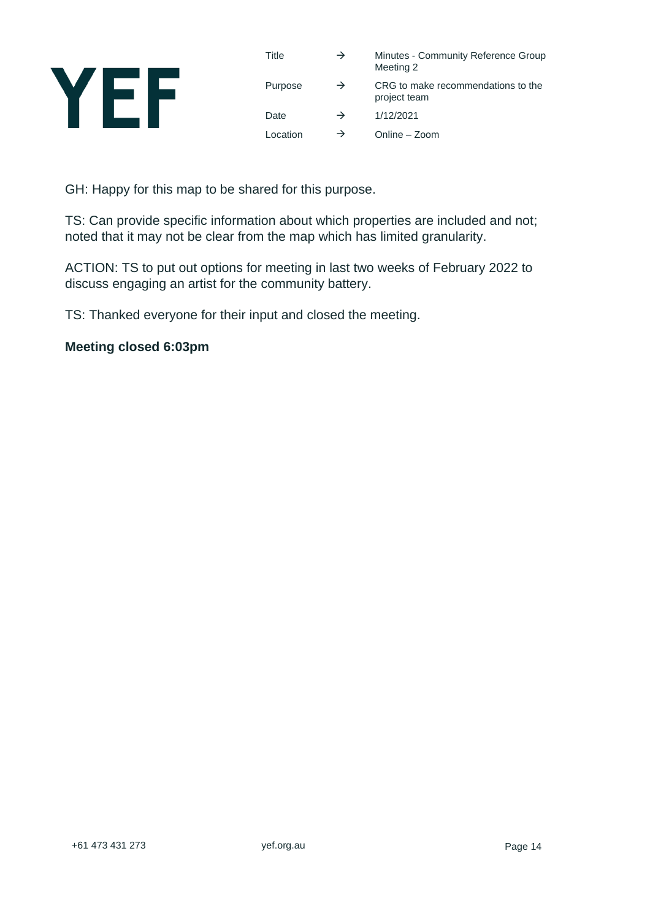GH: Happy for this map to be shared for this purpose.

TS: Can provide specific information about which properties are included and not; noted that it may not be clear from the map which has limited granularity.

ACTION: TS to put out options for meeting in last two weeks of February 2022 to discuss engaging an artist for the community battery.

TS: Thanked everyone for their input and closed the meeting.

**Meeting closed 6:03pm**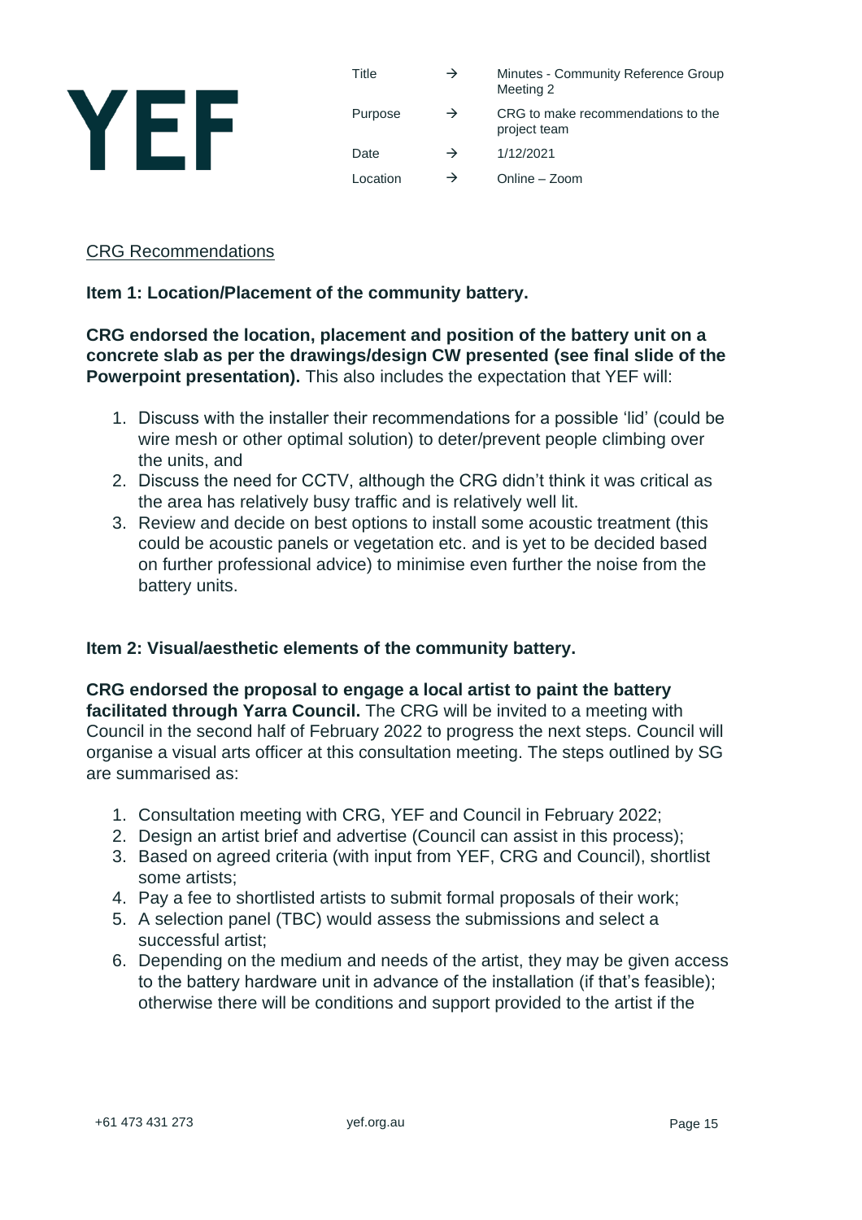**YEF**

| | | |
|---|---|---|
| Title | → | Minutes - Community Reference Group Meeting 2 |
| Purpose | → | CRG to make recommendations to the project team |
| Date | → | 1/12/2021 |
| Location | → | Online – Zoom |

CRG Recommendations

**Item 1: Location/Placement of the community battery.**

**CRG endorsed the location, placement and position of the battery unit on a concrete slab as per the drawings/design CW presented (see final slide of the Powerpoint presentation).** This also includes the expectation that YEF will:

1. Discuss with the installer their recommendations for a possible 'lid' (could be wire mesh or other optimal solution) to deter/prevent people climbing over the units, and
2. Discuss the need for CCTV, although the CRG didn't think it was critical as the area has relatively busy traffic and is relatively well lit.
3. Review and decide on best options to install some acoustic treatment (this could be acoustic panels or vegetation etc. and is yet to be decided based on further professional advice) to minimise even further the noise from the battery units.

**Item 2: Visual/aesthetic elements of the community battery.**

**CRG endorsed the proposal to engage a local artist to paint the battery facilitated through Yarra Council.** The CRG will be invited to a meeting with Council in the second half of February 2022 to progress the next steps. Council will organise a visual arts officer at this consultation meeting. The steps outlined by SG are summarised as:

1. Consultation meeting with CRG, YEF and Council in February 2022;
2. Design an artist brief and advertise (Council can assist in this process);
3. Based on agreed criteria (with input from YEF, CRG and Council), shortlist some artists;
4. Pay a fee to shortlisted artists to submit formal proposals of their work;
5. A selection panel (TBC) would assess the submissions and select a successful artist;
6. Depending on the medium and needs of the artist, they may be given access to the battery hardware unit in advance of the installation (if that's feasible); otherwise there will be conditions and support provided to the artist if the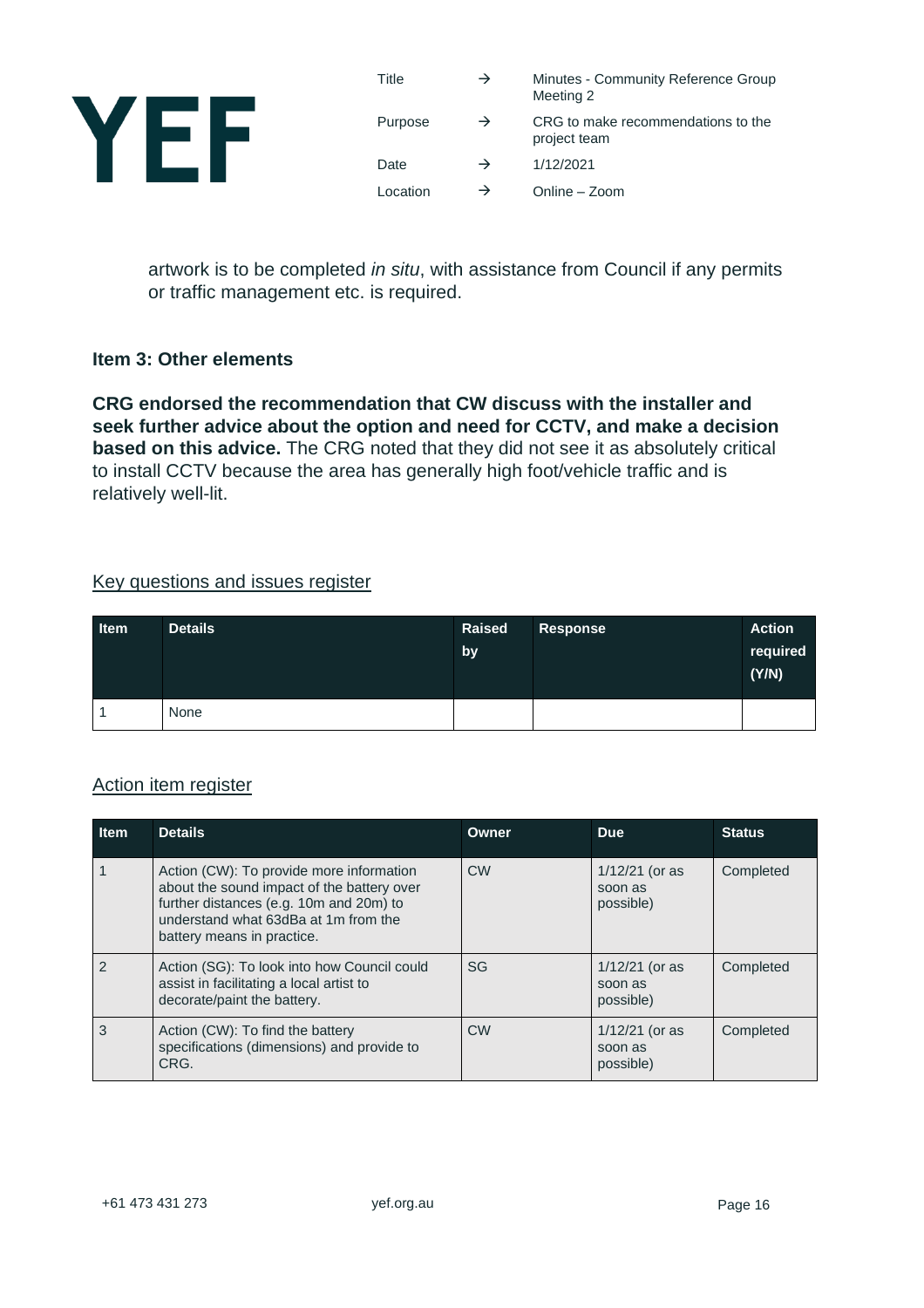artwork is to be completed *in situ*, with assistance from Council if any permits or traffic management etc. is required.

**Item 3: Other elements**

**CRG endorsed the recommendation that CW discuss with the installer and seek further advice about the option and need for CCTV, and make a decision based on this advice.** The CRG noted that they did not see it as absolutely critical to install CCTV because the area has generally high foot/vehicle traffic and is relatively well-lit.

## Key questions and issues register

| Item | Details | Raised by | Response | Action required (Y/N) |
|---|---|---|---|---|
| 1 | None | | | |

## Action item register

| Item | Details | Owner | Due | Status |
|---|---|---|---|---|
| 1 | Action (CW): To provide more information about the sound impact of the battery over further distances (e.g. 10m and 20m) to understand what 63dBa at 1m from the battery means in practice. | CW | 1/12/21 (or as soon as possible) | Completed |
| 2 | Action (SG): To look into how Council could assist in facilitating a local artist to decorate/paint the battery. | SG | 1/12/21 (or as soon as possible) | Completed |
| 3 | Action (CW): To find the battery specifications (dimensions) and provide to CRG. | CW | 1/12/21 (or as soon as possible) | Completed |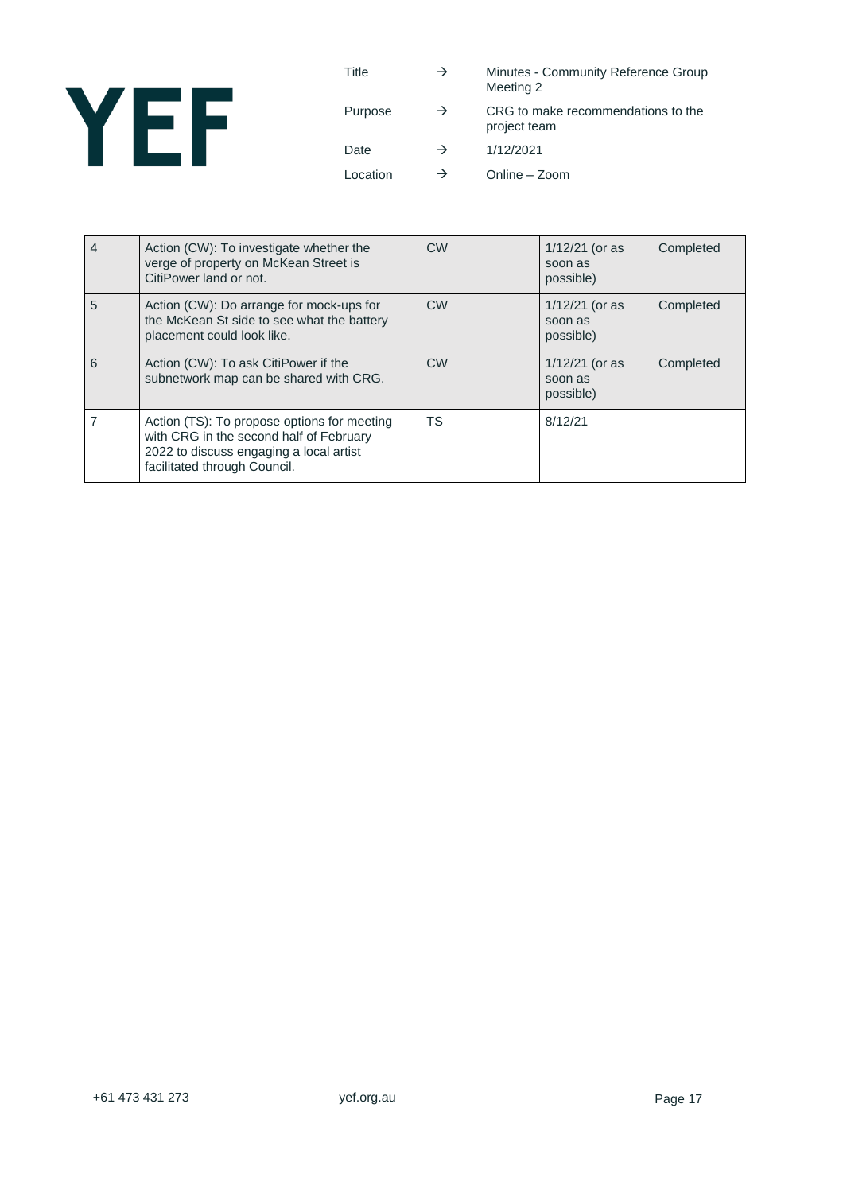| | | | | |
|---|---|---|---|---|
| 4 | Action (CW): To investigate whether the verge of property on McKean Street is CitiPower land or not. | CW | 1/12/21 (or as soon as possible) | Completed |
| 5 | Action (CW): Do arrange for mock-ups for the McKean St side to see what the battery placement could look like. | CW | 1/12/21 (or as soon as possible) | Completed |
| 6 | Action (CW): To ask CitiPower if the subnetwork map can be shared with CRG. | CW | 1/12/21 (or as soon as possible) | Completed |
| 7 | Action (TS): To propose options for meeting with CRG in the second half of February 2022 to discuss engaging a local artist facilitated through Council. | TS | 8/12/21 | |